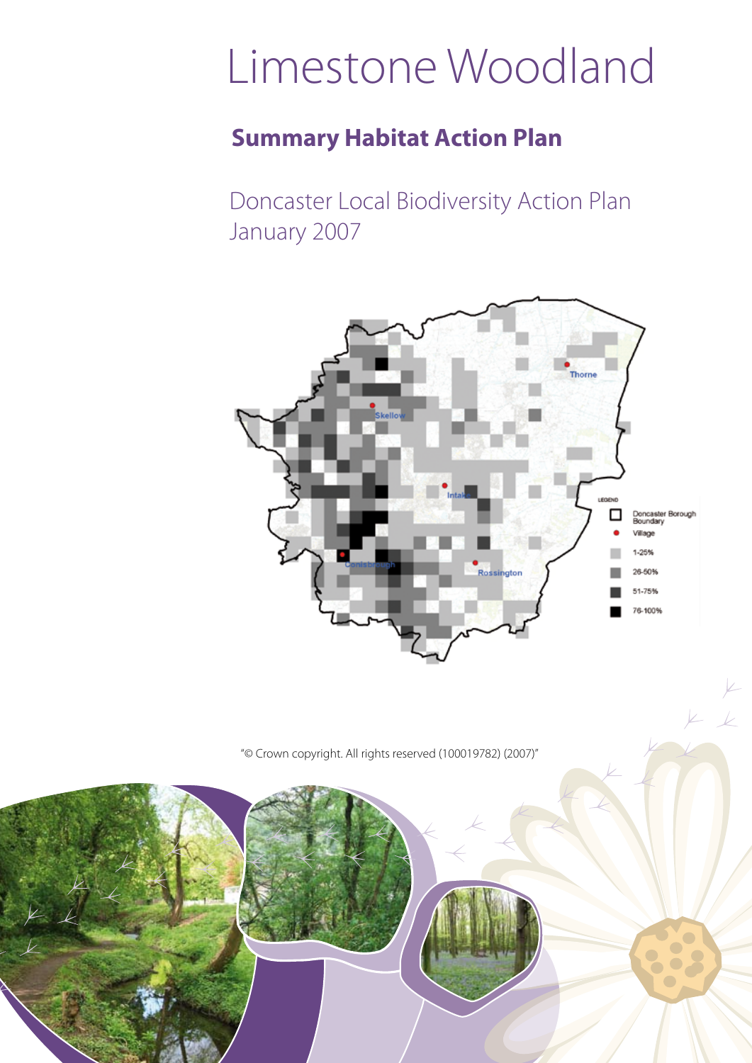# Limestone Woodland

## Summary Habitat Action Plan

Doncaster Local Biodiversity Action Plan
January 2007

"© Crown copyright. All rights reserved (100019782) (2007)"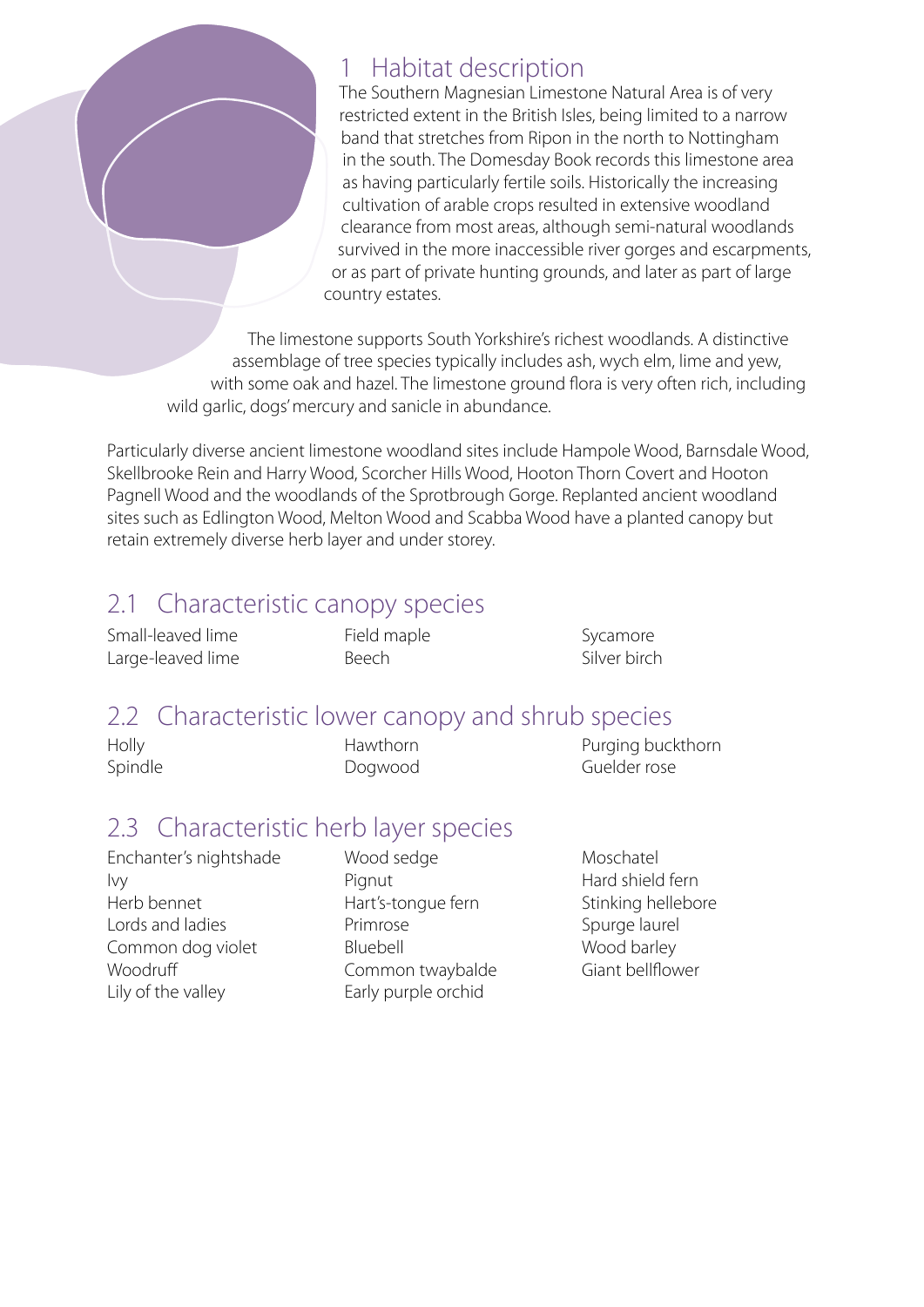## 1 Habitat description

The Southern Magnesian Limestone Natural Area is of very restricted extent in the British Isles, being limited to a narrow band that stretches from Ripon in the north to Nottingham in the south. The Domesday Book records this limestone area as having particularly fertile soils. Historically the increasing cultivation of arable crops resulted in extensive woodland clearance from most areas, although semi-natural woodlands survived in the more inaccessible river gorges and escarpments, or as part of private hunting grounds, and later as part of large country estates.

The limestone supports South Yorkshire's richest woodlands. A distinctive assemblage of tree species typically includes ash, wych elm, lime and yew, with some oak and hazel. The limestone ground flora is very often rich, including wild garlic, dogs' mercury and sanicle in abundance.

Particularly diverse ancient limestone woodland sites include Hampole Wood, Barnsdale Wood, Skellbrooke Rein and Harry Wood, Scorcher Hills Wood, Hooton Thorn Covert and Hooton Pagnell Wood and the woodlands of the Sprotbrough Gorge. Replanted ancient woodland sites such as Edlington Wood, Melton Wood and Scabba Wood have a planted canopy but retain extremely diverse herb layer and under storey.

## 2.1 Characteristic canopy species

- Small-leaved lime
- Large-leaved lime
- Field maple
- Beech
- Sycamore
- Silver birch

## 2.2 Characteristic lower canopy and shrub species

- Holly
- Spindle
- Hawthorn
- Dogwood
- Purging buckthorn
- Guelder rose

## 2.3 Characteristic herb layer species

- Enchanter's nightshade
- Ivy
- Herb bennet
- Lords and ladies
- Common dog violet
- Woodruff
- Lily of the valley
- Wood sedge
- Pignut
- Hart's-tongue fern
- Primrose
- Bluebell
- Common twaybalde
- Early purple orchid
- Moschatel
- Hard shield fern
- Stinking hellebore
- Spurge laurel
- Wood barley
- Giant bellflower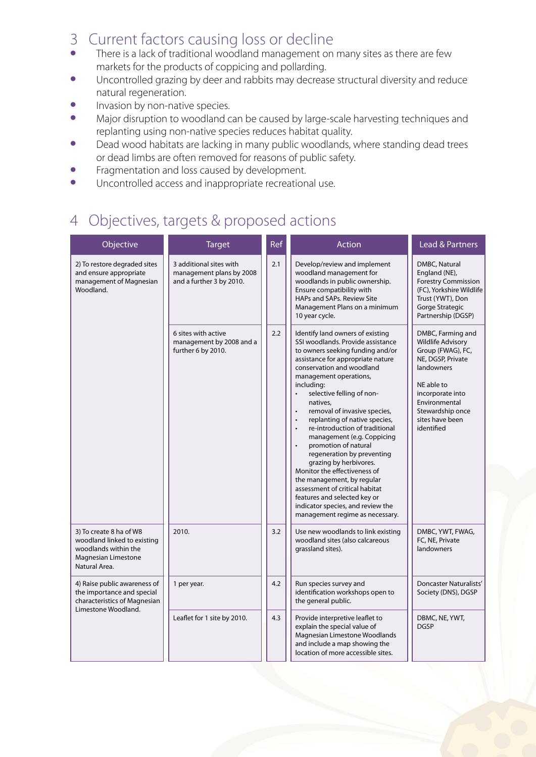## 3 Current factors causing loss or decline

- There is a lack of traditional woodland management on many sites as there are few markets for the products of coppicing and pollarding.
- Uncontrolled grazing by deer and rabbits may decrease structural diversity and reduce natural regeneration.
- Invasion by non-native species.
- Major disruption to woodland can be caused by large-scale harvesting techniques and replanting using non-native species reduces habitat quality.
- Dead wood habitats are lacking in many public woodlands, where standing dead trees or dead limbs are often removed for reasons of public safety.
- Fragmentation and loss caused by development.
- Uncontrolled access and inappropriate recreational use.

## 4 Objectives, targets & proposed actions

| Objective | Target | Ref | Action | Lead & Partners |
|---|---|---|---|---|
| 2) To restore degraded sites and ensure appropriate management of Magnesian Woodland. | 3 additional sites with management plans by 2008 and a further 3 by 2010. | 2.1 | Develop/review and implement woodland management for woodlands in public ownership. Ensure compatibility with HAPs and SAPs. Review Site Management Plans on a minimum 10 year cycle. | DMBC, Natural England (NE), Forestry Commission (FC), Yorkshire Wildlife Trust (YWT), Don Gorge Strategic Partnership (DGSP) |
| | 6 sites with active management by 2008 and a further 6 by 2010. | 2.2 | Identify land owners of existing SSI woodlands. Provide assistance to owners seeking funding and/or assistance for appropriate nature conservation and woodland management operations, including:<br>• selective felling of non-natives,<br>• removal of invasive species,<br>• replanting of native species,<br>• re-introduction of traditional management (e.g. Coppicing<br>• promotion of natural regeneration by preventing grazing by herbivores.<br>Monitor the effectiveness of the management, by regular assessment of critical habitat features and selected key or indicator species, and review the management regime as necessary. | DMBC, Farming and Wildlife Advisory Group (FWAG), FC, NE, DGSP, Private landowners<br><br>NE able to incorporate into Environmental Stewardship once sites have been identified |
| 3) To create 8 ha of W8 woodland linked to existing woodlands within the Magnesian Limestone Natural Area. | 2010. | 3.2 | Use new woodlands to link existing woodland sites (also calcareous grassland sites). | DMBC, YWT, FWAG, FC, NE, Private landowners |
| 4) Raise public awareness of the importance and special characteristics of Magnesian Limestone Woodland. | 1 per year. | 4.2 | Run species survey and identification workshops open to the general public. | Doncaster Naturalists' Society (DNS), DGSP |
| | Leaflet for 1 site by 2010. | 4.3 | Provide interpretive leaflet to explain the special value of Magnesian Limestone Woodlands and include a map showing the location of more accessible sites. | DBMC, NE, YWT, DGSP |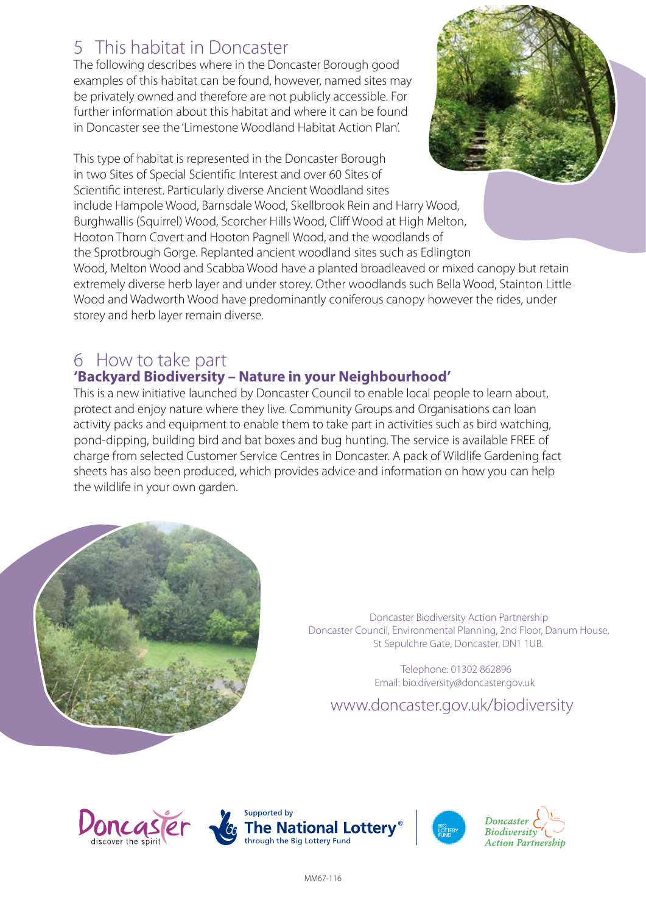## 5 This habitat in Doncaster

The following describes where in the Doncaster Borough good examples of this habitat can be found, however, named sites may be privately owned and therefore are not publicly accessible. For further information about this habitat and where it can be found in Doncaster see the 'Limestone Woodland Habitat Action Plan'.

This type of habitat is represented in the Doncaster Borough in two Sites of Special Scientific Interest and over 60 Sites of Scientific interest. Particularly diverse Ancient Woodland sites include Hampole Wood, Barnsdale Wood, Skellbrook Rein and Harry Wood, Burghwallis (Squirrel) Wood, Scorcher Hills Wood, Cliff Wood at High Melton, Hooton Thorn Covert and Hooton Pagnell Wood, and the woodlands of the Sprotbrough Gorge. Replanted ancient woodland sites such as Edlington Wood, Melton Wood and Scabba Wood have a planted broadleaved or mixed canopy but retain extremely diverse herb layer and under storey. Other woodlands such Bella Wood, Stainton Little Wood and Wadworth Wood have predominantly coniferous canopy however the rides, under storey and herb layer remain diverse.

## 6 How to take part

**'Backyard Biodiversity – Nature in your Neighbourhood'**

This is a new initiative launched by Doncaster Council to enable local people to learn about, protect and enjoy nature where they live. Community Groups and Organisations can loan activity packs and equipment to enable them to take part in activities such as bird watching, pond-dipping, building bird and bat boxes and bug hunting. The service is available FREE of charge from selected Customer Service Centres in Doncaster. A pack of Wildlife Gardening fact sheets has also been produced, which provides advice and information on how you can help the wildlife in your own garden.

Doncaster Biodiversity Action Partnership
Doncaster Council, Environmental Planning, 2nd Floor, Danum House,
St Sepulchre Gate, Doncaster, DN1 1UB.

Telephone: 01302 862896
Email: bio.diversity@doncaster.gov.uk

www.doncaster.gov.uk/biodiversity

Doncaster discover the spirit

Supported by The National Lottery® through the Big Lottery Fund

BIG LOTTERY FUND

Doncaster Biodiversity Action Partnership

MM67-116